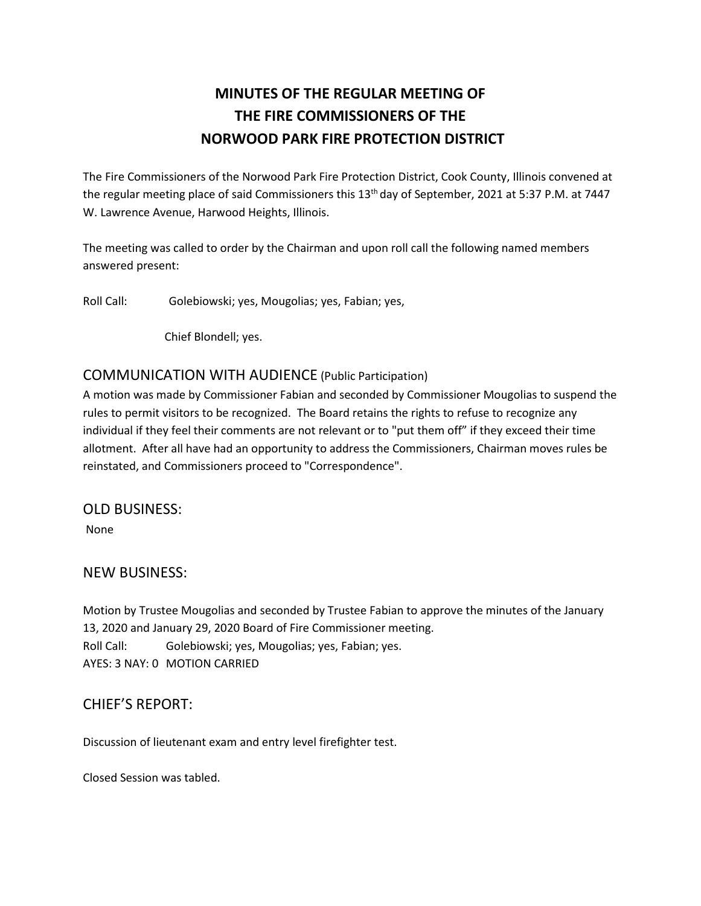# MINUTES OF THE REGULAR MEETING OF THE FIRE COMMISSIONERS OF THE NORWOOD PARK FIRE PROTECTION DISTRICT

The Fire Commissioners of the Norwood Park Fire Protection District, Cook County, Illinois convened at the regular meeting place of said Commissioners this 13th day of September, 2021 at 5:37 P.M. at 7447 W. Lawrence Avenue, Harwood Heights, Illinois.

The meeting was called to order by the Chairman and upon roll call the following named members answered present:

Roll Call: Golebiowski; yes, Mougolias; yes, Fabian; yes,

Chief Blondell; yes.

## COMMUNICATION WITH AUDIENCE (Public Participation)

A motion was made by Commissioner Fabian and seconded by Commissioner Mougolias to suspend the rules to permit visitors to be recognized. The Board retains the rights to refuse to recognize any individual if they feel their comments are not relevant or to "put them off" if they exceed their time allotment. After all have had an opportunity to address the Commissioners, Chairman moves rules be reinstated, and Commissioners proceed to "Correspondence".

## OLD BUSINESS:

None

## NEW BUSINESS:

Motion by Trustee Mougolias and seconded by Trustee Fabian to approve the minutes of the January 13, 2020 and January 29, 2020 Board of Fire Commissioner meeting.

Roll Call: Golebiowski; yes, Mougolias; yes, Fabian; yes.

AYES: 3 NAY: 0 MOTION CARRIED

## CHIEF'S REPORT:

Discussion of lieutenant exam and entry level firefighter test.

Closed Session was tabled.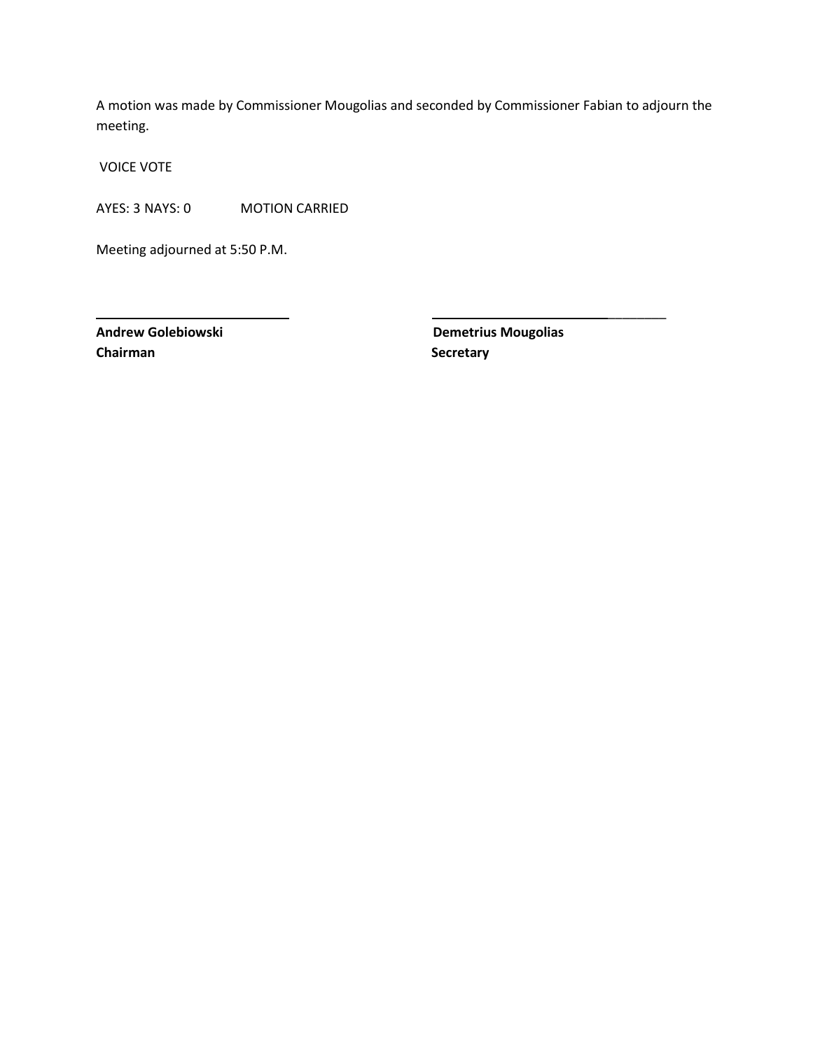A motion was made by Commissioner Mougolias and seconded by Commissioner Fabian to adjourn the meeting.

VOICE VOTE

AYES: 3 NAYS: 0 MOTION CARRIED

Meeting adjourned at 5:50 P.M.

| | |
|---|---|
| ______________________________ | ______________________________ |
| **Andrew Golebiowski** | **Demetrius Mougolias** |
| **Chairman** | **Secretary** |